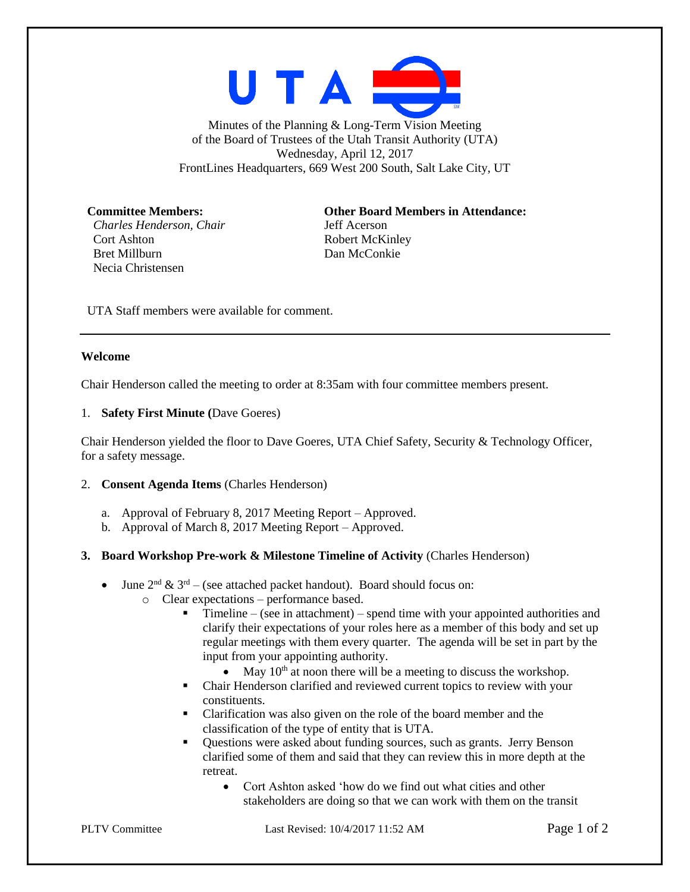Minutes of the Planning & Long-Term Vision Meeting
of the Board of Trustees of the Utah Transit Authority (UTA)
Wednesday, April 12, 2017
FrontLines Headquarters, 669 West 200 South, Salt Lake City, UT

**Committee Members:**
*Charles Henderson, Chair*
Cort Ashton
Bret Millburn
Necia Christensen

**Other Board Members in Attendance:**
Jeff Acerson
Robert McKinley
Dan McConkie

UTA Staff members were available for comment.

---

**Welcome**

Chair Henderson called the meeting to order at 8:35am with four committee members present.

1. **Safety First Minute (**Dave Goeres)

Chair Henderson yielded the floor to Dave Goeres, UTA Chief Safety, Security & Technology Officer, for a safety message.

2. **Consent Agenda Items** (Charles Henderson)

   a. Approval of February 8, 2017 Meeting Report – Approved.
   b. Approval of March 8, 2017 Meeting Report – Approved.

**3. Board Workshop Pre-work & Milestone Timeline of Activity** (Charles Henderson)

- June 2nd & 3rd – (see attached packet handout). Board should focus on:
  - Clear expectations – performance based.
    - Timeline – (see in attachment) – spend time with your appointed authorities and clarify their expectations of your roles here as a member of this body and set up regular meetings with them every quarter. The agenda will be set in part by the input from your appointing authority.
      - May 10th at noon there will be a meeting to discuss the workshop.
    - Chair Henderson clarified and reviewed current topics to review with your constituents.
    - Clarification was also given on the role of the board member and the classification of the type of entity that is UTA.
    - Questions were asked about funding sources, such as grants. Jerry Benson clarified some of them and said that they can review this in more depth at the retreat.
      - Cort Ashton asked 'how do we find out what cities and other stakeholders are doing so that we can work with them on the transit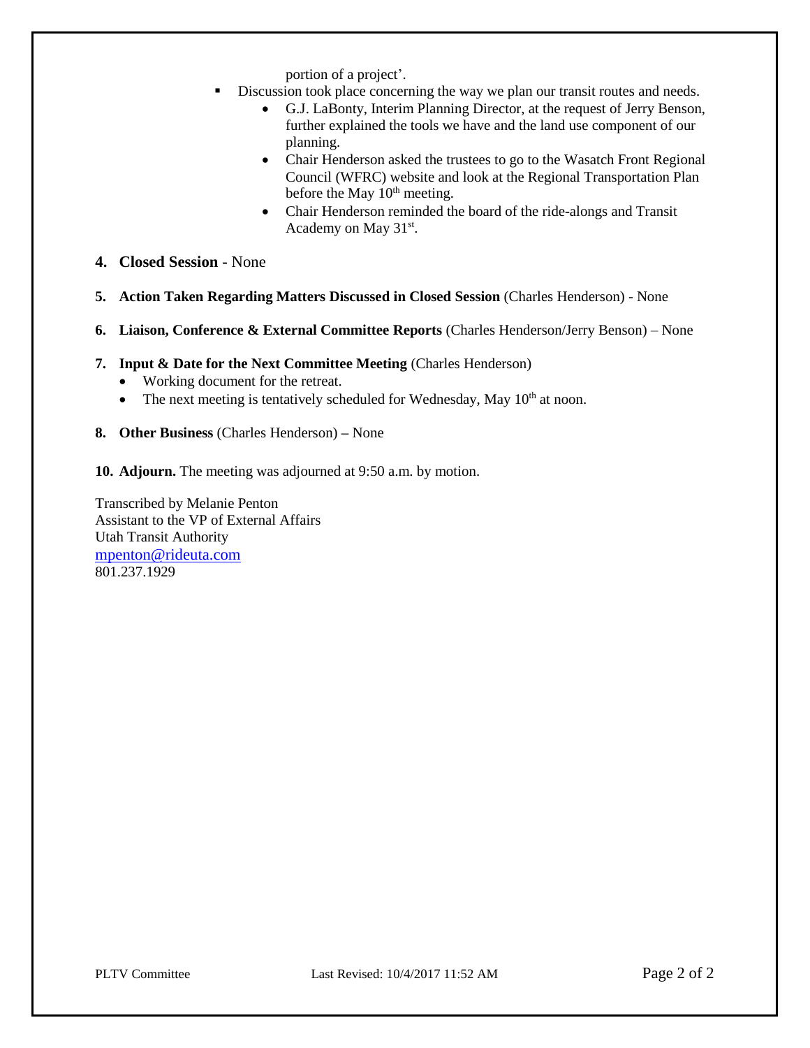portion of a project'.

- Discussion took place concerning the way we plan our transit routes and needs.
  - G.J. LaBonty, Interim Planning Director, at the request of Jerry Benson, further explained the tools we have and the land use component of our planning.
  - Chair Henderson asked the trustees to go to the Wasatch Front Regional Council (WFRC) website and look at the Regional Transportation Plan before the May 10th meeting.
  - Chair Henderson reminded the board of the ride-alongs and Transit Academy on May 31st.

**4. Closed Session -** None

**5. Action Taken Regarding Matters Discussed in Closed Session** (Charles Henderson) - None

**6. Liaison, Conference & External Committee Reports** (Charles Henderson/Jerry Benson) – None

**7. Input & Date for the Next Committee Meeting** (Charles Henderson)

- Working document for the retreat.
- The next meeting is tentatively scheduled for Wednesday, May 10th at noon.

**8. Other Business** (Charles Henderson) **–** None

**10. Adjourn.** The meeting was adjourned at 9:50 a.m. by motion.

Transcribed by Melanie Penton
Assistant to the VP of External Affairs
Utah Transit Authority
mpenton@rideuta.com
801.237.1929